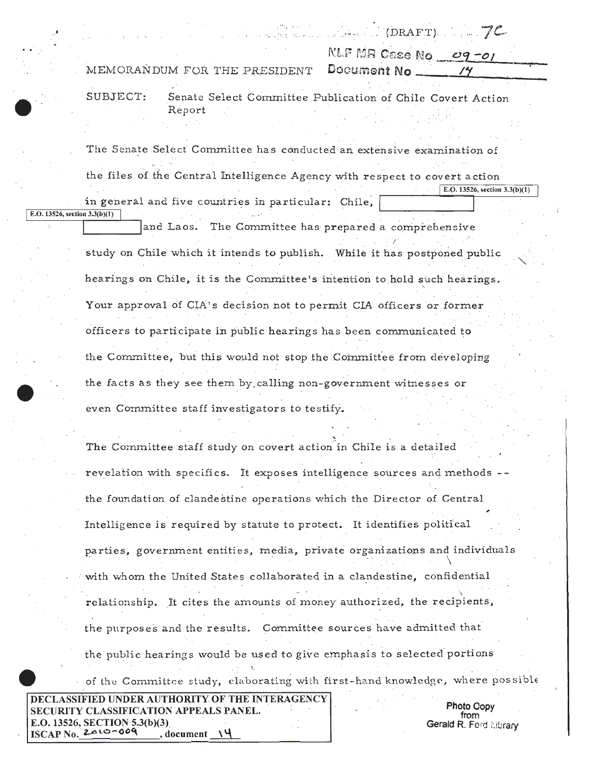(DRAFT) 7C

NLF MR Case No 09-01
Document No 14

MEMORANDUM FOR THE PRESIDENT

SUBJECT: Senate Select Committee Publication of Chile Covert Action Report

The Senate Select Committee has conducted an extensive examination of the files of the Central Intelligence Agency with respect to covert action in general and five countries in particular: Chile, [E.O. 13526, section 3.3(b)(1)] [E.O. 13526, section 3.3(b)(1)] and Laos. The Committee has prepared a comprehensive study on Chile which it intends to publish. While it has postponed public hearings on Chile, it is the Committee's intention to hold such hearings. Your approval of CIA's decision not to permit CIA officers or former officers to participate in public hearings has been communicated to the Committee, but this would not stop the Committee from developing the facts as they see them by calling non-government witnesses or even Committee staff investigators to testify.

The Committee staff study on covert action in Chile is a detailed revelation with specifics. It exposes intelligence sources and methods -- the foundation of clandestine operations which the Director of Central Intelligence is required by statute to protect. It identifies political parties, government entities, media, private organizations and individuals with whom the United States collaborated in a clandestine, confidential relationship. It cites the amounts of money authorized, the recipients, the purposes and the results. Committee sources have admitted that the public hearings would be used to give emphasis to selected portions of the Committee study, elaborating with first-hand knowledge, where possible

DECLASSIFIED UNDER AUTHORITY OF THE INTERAGENCY SECURITY CLASSIFICATION APPEALS PANEL.
E.O. 13526, SECTION 5.3(b)(3)
ISCAP No. 2010-009, document 14

Photo Copy from Gerald R. Ford Library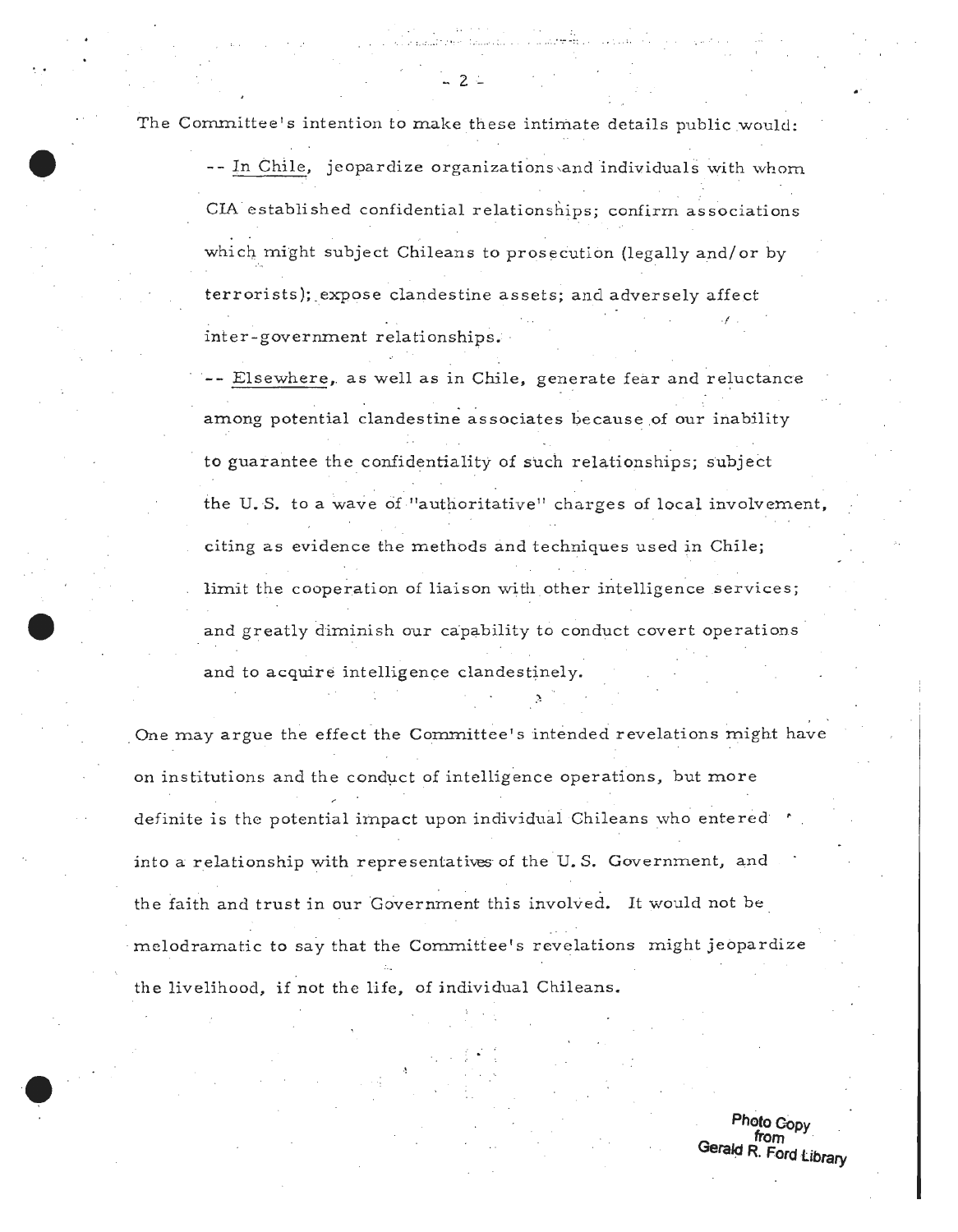The Committee's intention to make these intimate details public would:

-- <u>In Chile</u>, jeopardize organizations and individuals with whom CIA established confidential relationships; confirm associations which might subject Chileans to prosecution (legally and/or by terrorists); expose clandestine assets; and adversely affect inter-government relationships.

-- <u>Elsewhere</u>, as well as in Chile, generate fear and reluctance among potential clandestine associates because of our inability to guarantee the confidentiality of such relationships; subject the U.S. to a wave of "authoritative" charges of local involvement, citing as evidence the methods and techniques used in Chile; limit the cooperation of liaison with other intelligence services; and greatly diminish our capability to conduct covert operations and to acquire intelligence clandestinely.

One may argue the effect the Committee's intended revelations might have on institutions and the conduct of intelligence operations, but more definite is the potential impact upon individual Chileans who entered into a relationship with representatives of the U.S. Government, and the faith and trust in our Government this involved. It would not be melodramatic to say that the Committee's revelations might jeopardize the livelihood, if not the life, of individual Chileans.

Photo Copy from Gerald R. Ford Library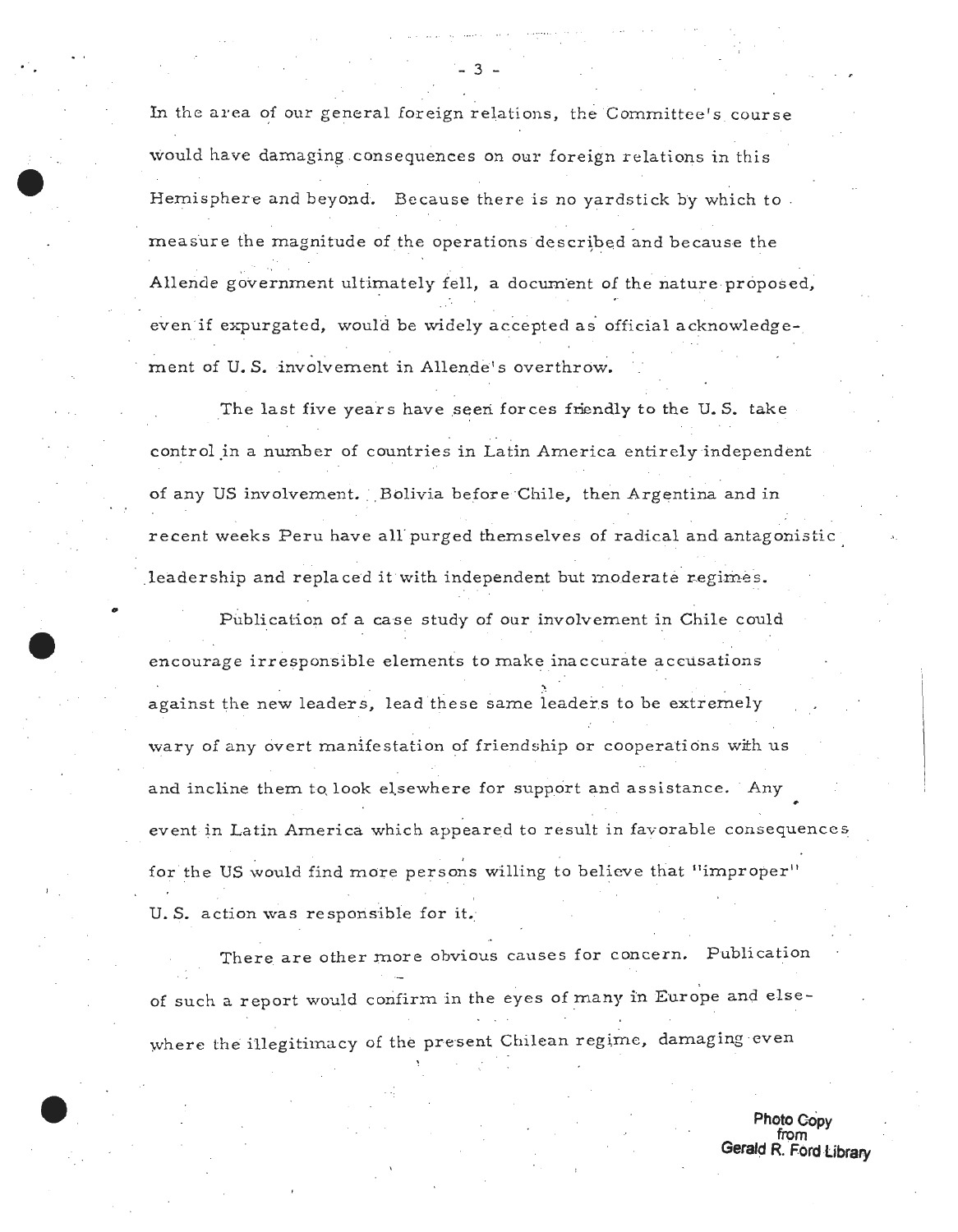In the area of our general foreign relations, the Committee's course would have damaging consequences on our foreign relations in this Hemisphere and beyond. Because there is no yardstick by which to measure the magnitude of the operations described and because the Allende government ultimately fell, a document of the nature proposed, even if expurgated, would be widely accepted as official acknowledgement of U.S. involvement in Allende's overthrow.

The last five years have seen forces friendly to the U.S. take control in a number of countries in Latin America entirely independent of any US involvement. Bolivia before Chile, then Argentina and in recent weeks Peru have all purged themselves of radical and antagonistic leadership and replaced it with independent but moderate regimes.

Publication of a case study of our involvement in Chile could encourage irresponsible elements to make inaccurate accusations against the new leaders, lead these same leaders to be extremely wary of any overt manifestation of friendship or cooperations with us and incline them to look elsewhere for support and assistance. Any event in Latin America which appeared to result in favorable consequences for the US would find more persons willing to believe that "improper" U.S. action was responsible for it.

There are other more obvious causes for concern. Publication of such a report would confirm in the eyes of many in Europe and elsewhere the illegitimacy of the present Chilean regime, damaging even

Photo Copy from Gerald R. Ford Library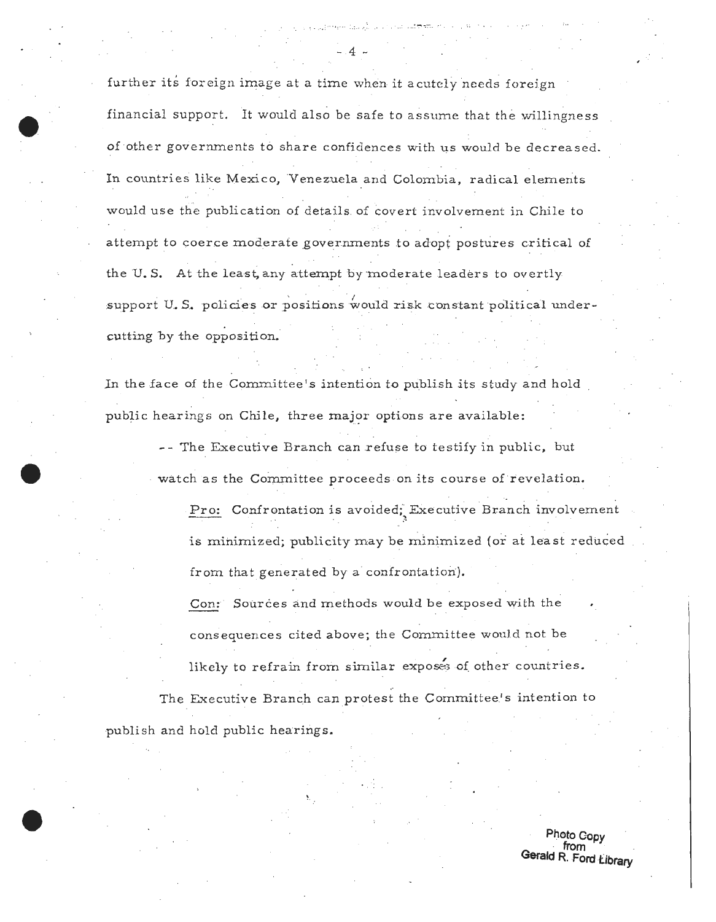further its foreign image at a time when it acutely needs foreign financial support. It would also be safe to assume that the willingness of other governments to share confidences with us would be decreased. In countries like Mexico, Venezuela and Colombia, radical elements would use the publication of details of covert involvement in Chile to attempt to coerce moderate governments to adopt postures critical of the U.S. At the least, any attempt by moderate leaders to overtly support U.S. policies or positions would risk constant political undercutting by the opposition.

In the face of the Committee's intention to publish its study and hold public hearings on Chile, three major options are available:

-- The Executive Branch can refuse to testify in public, but watch as the Committee proceeds on its course of revelation.

Pro: Confrontation is avoided; Executive Branch involvement is minimized; publicity may be minimized (or at least reduced from that generated by a confrontation).

Con: Sources and methods would be exposed with the consequences cited above; the Committee would not be likely to refrain from similar exposés of other countries.

The Executive Branch can protest the Committee's intention to publish and hold public hearings.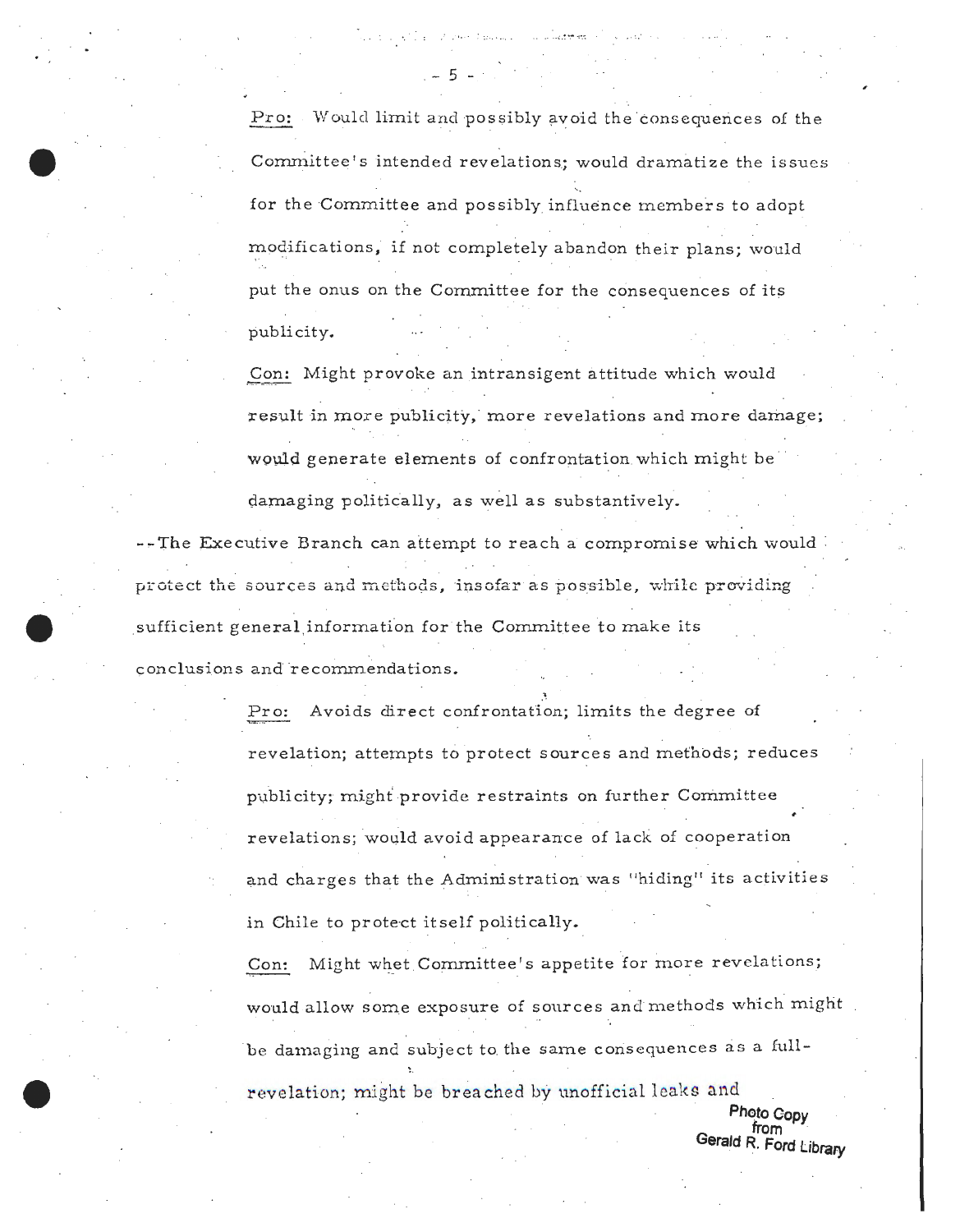Pro: Would limit and possibly avoid the consequences of the Committee's intended revelations; would dramatize the issues for the Committee and possibly influence members to adopt modifications, if not completely abandon their plans; would put the onus on the Committee for the consequences of its publicity.

Con: Might provoke an intransigent attitude which would result in more publicity, more revelations and more damage; would generate elements of confrontation which might be damaging politically, as well as substantively.

--The Executive Branch can attempt to reach a compromise which would protect the sources and methods, insofar as possible, while providing sufficient general information for the Committee to make its conclusions and recommendations.

Pro: Avoids direct confrontation; limits the degree of revelation; attempts to protect sources and methods; reduces publicity; might provide restraints on further Committee revelations; would avoid appearance of lack of cooperation and charges that the Administration was "hiding" its activities in Chile to protect itself politically.

Con: Might whet Committee's appetite for more revelations; would allow some exposure of sources and methods which might be damaging and subject to the same consequences as a full-revelation; might be breached by unofficial leaks and

Photo Copy from Gerald R. Ford Library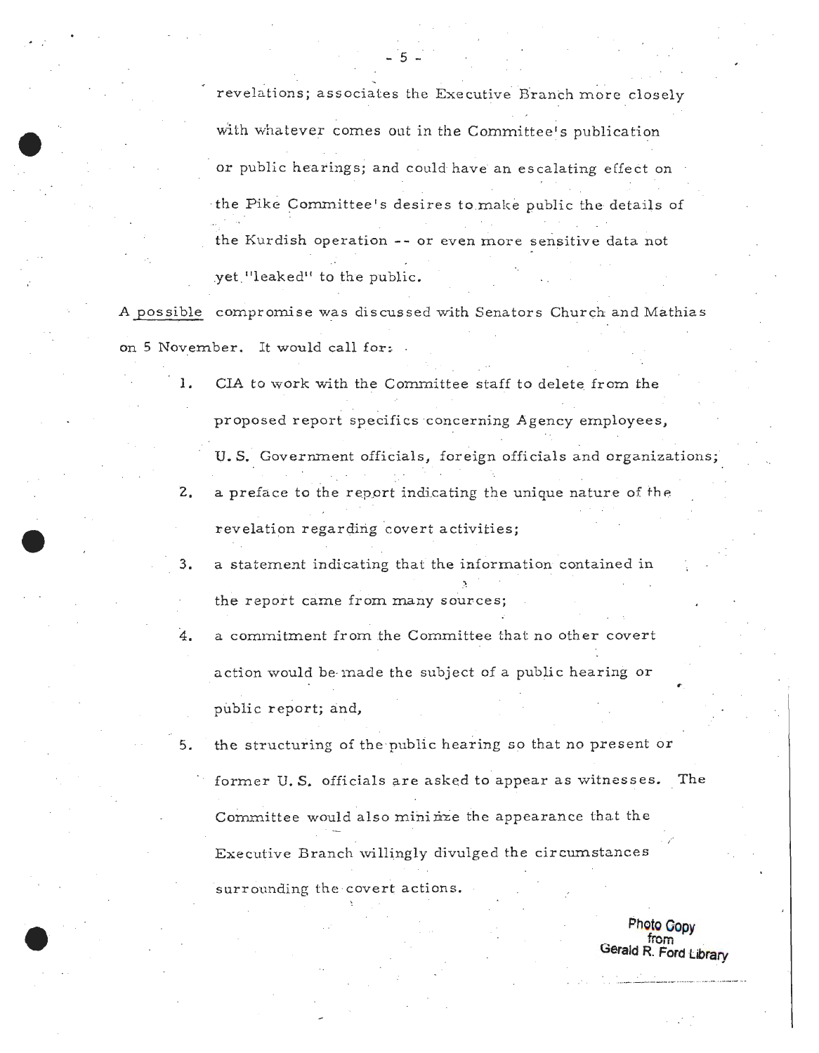revelations; associates the Executive Branch more closely with whatever comes out in the Committee's publication or public hearings; and could have an escalating effect on the Pike Committee's desires to make public the details of the Kurdish operation -- or even more sensitive data not yet "leaked" to the public.

A possible compromise was discussed with Senators Church and Mathias on 5 November. It would call for:

1. CIA to work with the Committee staff to delete from the proposed report specifics concerning Agency employees, U. S. Government officials, foreign officials and organizations;
2. a preface to the report indicating the unique nature of the revelation regarding covert activities;
3. a statement indicating that the information contained in the report came from many sources;
4. a commitment from the Committee that no other covert action would be made the subject of a public hearing or public report; and,
5. the structuring of the public hearing so that no present or former U. S. officials are asked to appear as witnesses. The Committee would also minimize the appearance that the Executive Branch willingly divulged the circumstances surrounding the covert actions.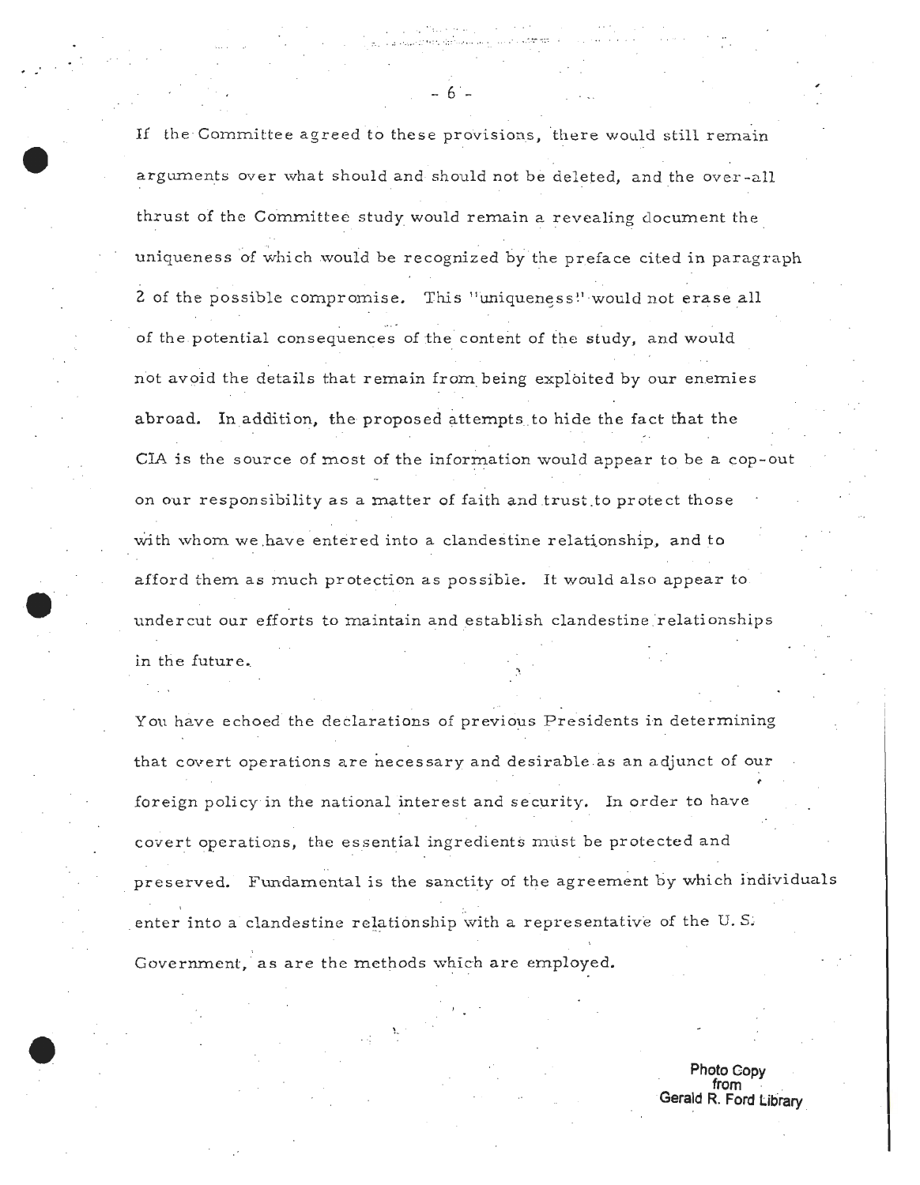If the Committee agreed to these provisions, there would still remain arguments over what should and should not be deleted, and the over-all thrust of the Committee study would remain a revealing document the uniqueness of which would be recognized by the preface cited in paragraph 2 of the possible compromise. This "uniqueness" would not erase all of the potential consequences of the content of the study, and would not avoid the details that remain from being exploited by our enemies abroad. In addition, the proposed attempts to hide the fact that the CIA is the source of most of the information would appear to be a cop-out on our responsibility as a matter of faith and trust to protect those with whom we have entered into a clandestine relationship, and to afford them as much protection as possible. It would also appear to undercut our efforts to maintain and establish clandestine relationships in the future.

You have echoed the declarations of previous Presidents in determining that covert operations are necessary and desirable as an adjunct of our foreign policy in the national interest and security. In order to have covert operations, the essential ingredients must be protected and preserved. Fundamental is the sanctity of the agreement by which individuals enter into a clandestine relationship with a representative of the U. S. Government, as are the methods which are employed.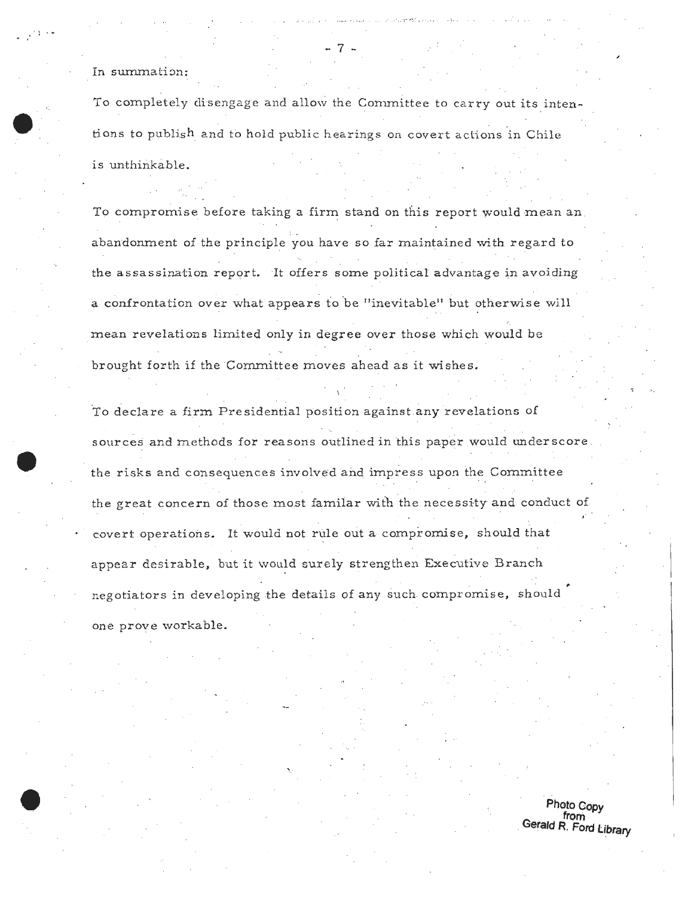In summation:

To completely disengage and allow the Committee to carry out its intentions to publish and to hold public hearings on covert actions in Chile is unthinkable.

To compromise before taking a firm stand on this report would mean an abandonment of the principle you have so far maintained with regard to the assassination report. It offers some political advantage in avoiding a confrontation over what appears to be "inevitable" but otherwise will mean revelations limited only in degree over those which would be brought forth if the Committee moves ahead as it wishes.

To declare a firm Presidential position against any revelations of sources and methods for reasons outlined in this paper would underscore the risks and consequences involved and impress upon the Committee the great concern of those most familar with the necessity and conduct of covert operations. It would not rule out a compromise, should that appear desirable, but it would surely strengthen Executive Branch negotiators in developing the details of any such compromise, should one prove workable.

Photo Copy
from
Gerald R. Ford Library